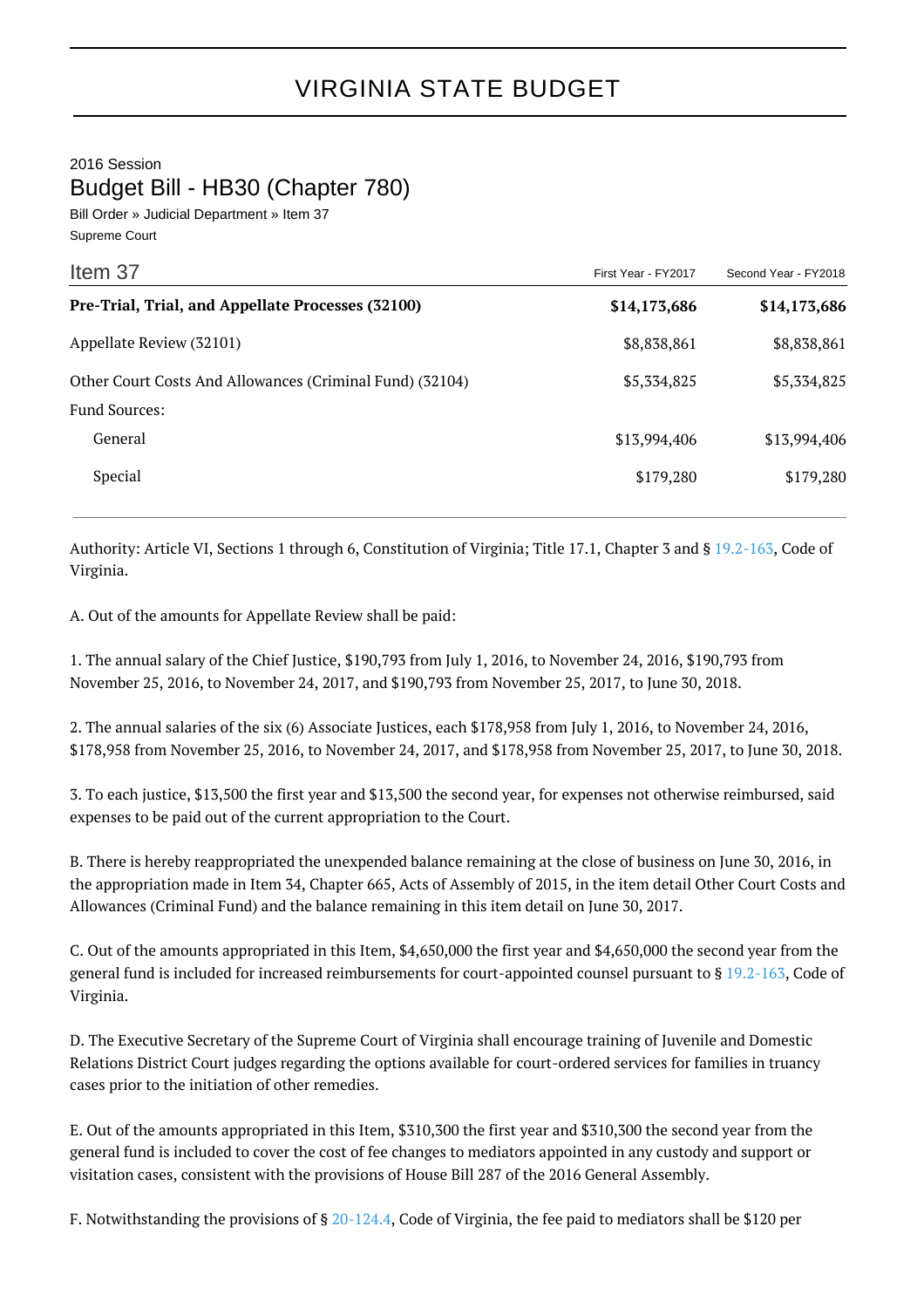# VIRGINIA STATE BUDGET

2016 Session

## Budget Bill - HB30 (Chapter 780)

Bill Order » Judicial Department » Item 37

Supreme Court

| Item 37 | First Year - FY2017 | Second Year - FY2018 |
|---|---|---|
| **Pre-Trial, Trial, and Appellate Processes (32100)** | **$14,173,686** | **$14,173,686** |
| Appellate Review (32101) | $8,838,861 | $8,838,861 |
| Other Court Costs And Allowances (Criminal Fund) (32104) | $5,334,825 | $5,334,825 |
| Fund Sources: | | |
| General | $13,994,406 | $13,994,406 |
| Special | $179,280 | $179,280 |

Authority: Article VI, Sections 1 through 6, Constitution of Virginia; Title 17.1, Chapter 3 and § 19.2-163, Code of Virginia.

A. Out of the amounts for Appellate Review shall be paid:

1. The annual salary of the Chief Justice, $190,793 from July 1, 2016, to November 24, 2016, $190,793 from November 25, 2016, to November 24, 2017, and $190,793 from November 25, 2017, to June 30, 2018.

2. The annual salaries of the six (6) Associate Justices, each $178,958 from July 1, 2016, to November 24, 2016, $178,958 from November 25, 2016, to November 24, 2017, and $178,958 from November 25, 2017, to June 30, 2018.

3. To each justice, $13,500 the first year and $13,500 the second year, for expenses not otherwise reimbursed, said expenses to be paid out of the current appropriation to the Court.

B. There is hereby reappropriated the unexpended balance remaining at the close of business on June 30, 2016, in the appropriation made in Item 34, Chapter 665, Acts of Assembly of 2015, in the item detail Other Court Costs and Allowances (Criminal Fund) and the balance remaining in this item detail on June 30, 2017.

C. Out of the amounts appropriated in this Item, $4,650,000 the first year and $4,650,000 the second year from the general fund is included for increased reimbursements for court-appointed counsel pursuant to § 19.2-163, Code of Virginia.

D. The Executive Secretary of the Supreme Court of Virginia shall encourage training of Juvenile and Domestic Relations District Court judges regarding the options available for court-ordered services for families in truancy cases prior to the initiation of other remedies.

E. Out of the amounts appropriated in this Item, $310,300 the first year and $310,300 the second year from the general fund is included to cover the cost of fee changes to mediators appointed in any custody and support or visitation cases, consistent with the provisions of House Bill 287 of the 2016 General Assembly.

F. Notwithstanding the provisions of § 20-124.4, Code of Virginia, the fee paid to mediators shall be $120 per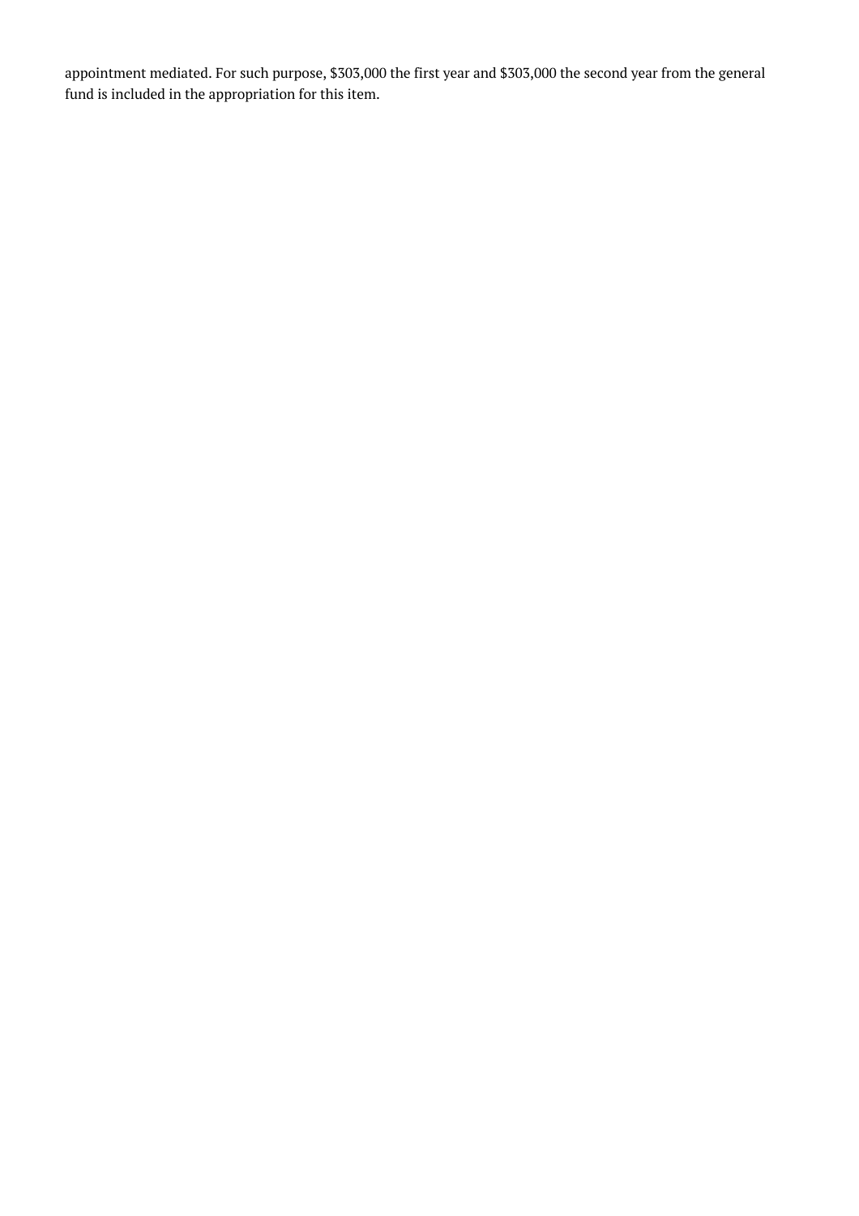appointment mediated. For such purpose, $303,000 the first year and $303,000 the second year from the general fund is included in the appropriation for this item.